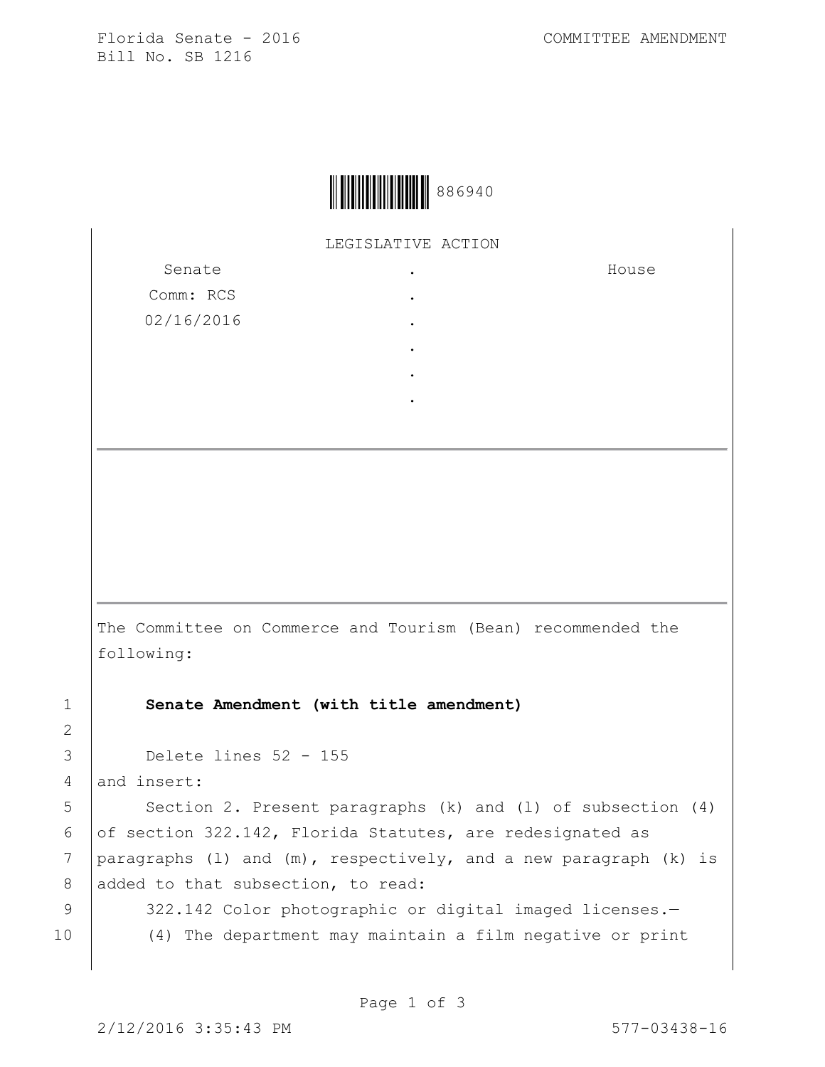Florida Senate - 2016
Bill No. SB 1216

COMMITTEE AMENDMENT

886940

LEGISLATIVE ACTION

| Senate | . | House |
| --- | --- | --- |
| Comm: RCS | . | |
| 02/16/2016 | . | |
| | . | |
| | . | |
| | . | |

---

---

The Committee on Commerce and Tourism (Bean) recommended the following:

**Senate Amendment (with title amendment)**

Delete lines 52 - 155
and insert:

Section 2. Present paragraphs (k) and (l) of subsection (4) of section 322.142, Florida Statutes, are redesignated as paragraphs (l) and (m), respectively, and a new paragraph (k) is added to that subsection, to read:

322.142 Color photographic or digital imaged licenses.—

(4) The department may maintain a film negative or print

2/12/2016 3:35:43 PM 577-03438-16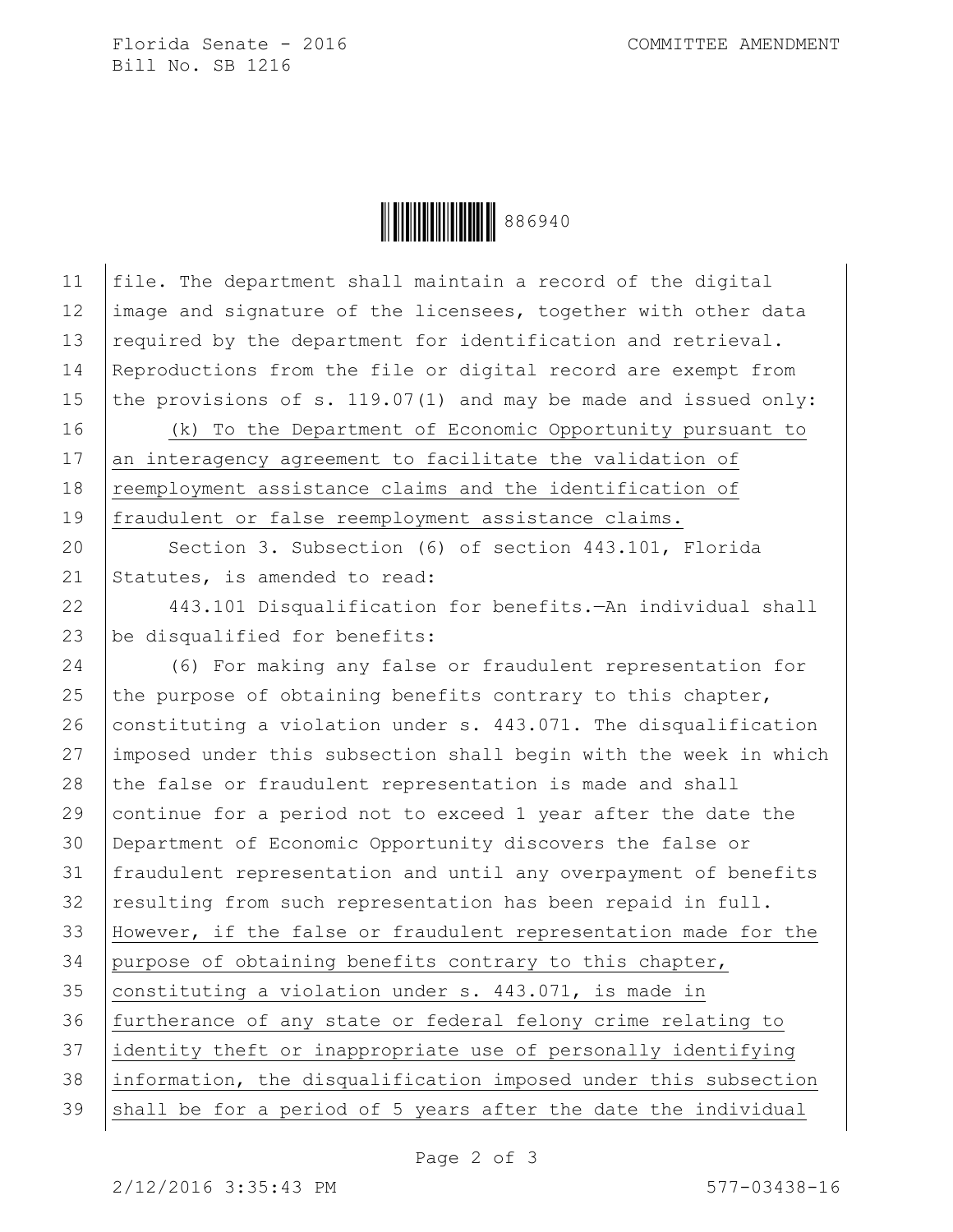file. The department shall maintain a record of the digital image and signature of the licensees, together with other data required by the department for identification and retrieval. Reproductions from the file or digital record are exempt from the provisions of s. 119.07(1) and may be made and issued only:

(k) To the Department of Economic Opportunity pursuant to an interagency agreement to facilitate the validation of reemployment assistance claims and the identification of fraudulent or false reemployment assistance claims.

Section 3. Subsection (6) of section 443.101, Florida Statutes, is amended to read:

443.101 Disqualification for benefits.—An individual shall be disqualified for benefits:

(6) For making any false or fraudulent representation for the purpose of obtaining benefits contrary to this chapter, constituting a violation under s. 443.071. The disqualification imposed under this subsection shall begin with the week in which the false or fraudulent representation is made and shall continue for a period not to exceed 1 year after the date the Department of Economic Opportunity discovers the false or fraudulent representation and until any overpayment of benefits resulting from such representation has been repaid in full. However, if the false or fraudulent representation made for the purpose of obtaining benefits contrary to this chapter, constituting a violation under s. 443.071, is made in furtherance of any state or federal felony crime relating to identity theft or inappropriate use of personally identifying information, the disqualification imposed under this subsection shall be for a period of 5 years after the date the individual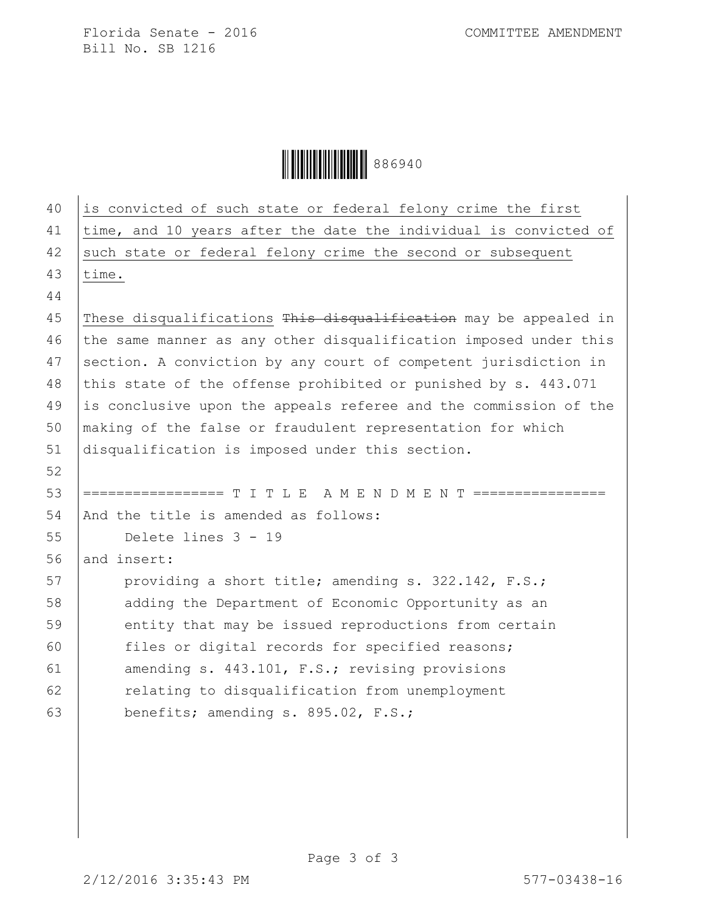is convicted of such state or federal felony crime the first time, and 10 years after the date the individual is convicted of such state or federal felony crime the second or subsequent time.

These disqualifications ~~This disqualification~~ may be appealed in the same manner as any other disqualification imposed under this section. A conviction by any court of competent jurisdiction in this state of the offense prohibited or punished by s. 443.071 is conclusive upon the appeals referee and the commission of the making of the false or fraudulent representation for which disqualification is imposed under this section.

================= T I T L E  A M E N D M E N T ================

And the title is amended as follows:

Delete lines 3 - 19

and insert:

providing a short title; amending s. 322.142, F.S.; adding the Department of Economic Opportunity as an entity that may be issued reproductions from certain files or digital records for specified reasons; amending s. 443.101, F.S.; revising provisions relating to disqualification from unemployment benefits; amending s. 895.02, F.S.;